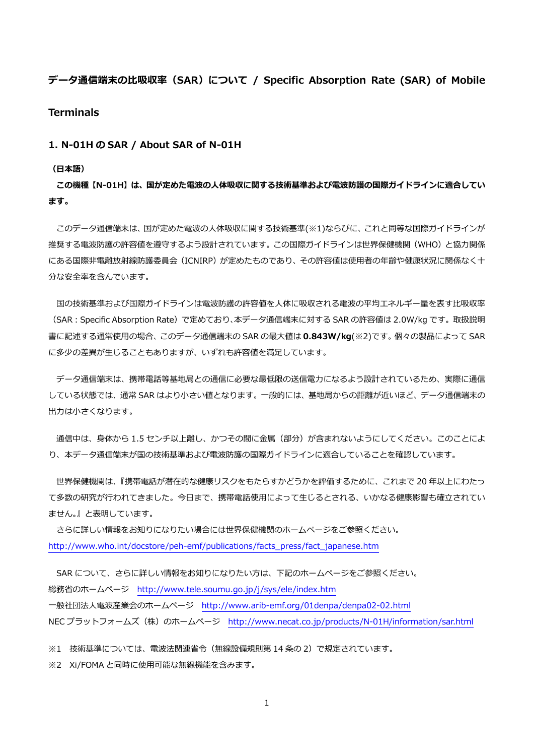# データ通信端末の比吸収率（SAR）について / Specific Absorption Rate (SAR) of Mobile Terminals

## 1. N-01H の SAR / About SAR of N-01H

**（日本語）**

**この機種【N-01H】は、国が定めた電波の人体吸収に関する技術基準および電波防護の国際ガイドラインに適合しています。**

このデータ通信端末は、国が定めた電波の人体吸収に関する技術基準(※1)ならびに、これと同等な国際ガイドラインが推奨する電波防護の許容値を遵守するよう設計されています。この国際ガイドラインは世界保健機関（WHO）と協力関係にある国際非電離放射線防護委員会（ICNIRP）が定めたものであり、その許容値は使用者の年齢や健康状況に関係なく十分な安全率を含んでいます。

国の技術基準および国際ガイドラインは電波防護の許容値を人体に吸収される電波の平均エネルギー量を表す比吸収率（SAR : Specific Absorption Rate）で定めており、本データ通信端末に対する SAR の許容値は 2.0W/kg です。取扱説明書に記述する通常使用の場合、このデータ通信端末の SAR の最大値は **0.843W/kg**(※2)です。個々の製品によって SAR に多少の差異が生じることもありますが、いずれも許容値を満足しています。

データ通信端末は、携帯電話等基地局との通信に必要な最低限の送信電力になるよう設計されているため、実際に通信している状態では、通常 SAR はより小さい値となります。一般的には、基地局からの距離が近いほど、データ通信端末の出力は小さくなります。

通信中は、身体から 1.5 センチ以上離し、かつその間に金属（部分）が含まれないようにしてください。このことにより、本データ通信端末が国の技術基準および電波防護の国際ガイドラインに適合していることを確認しています。

世界保健機関は、『携帯電話が潜在的な健康リスクをもたらすかどうかを評価するために、これまで 20 年以上にわたって多数の研究が行われてきました。今日まで、携帯電話使用によって生じるとされる、いかなる健康影響も確立されていません。』と表明しています。

さらに詳しい情報をお知りになりたい場合には世界保健機関のホームページをご参照ください。
http://www.who.int/docstore/peh-emf/publications/facts_press/fact_japanese.htm

SAR について、さらに詳しい情報をお知りになりたい方は、下記のホームページをご参照ください。
総務省のホームページ　http://www.tele.soumu.go.jp/j/sys/ele/index.htm
一般社団法人電波産業会のホームページ　http://www.arib-emf.org/01denpa/denpa02-02.html
NEC プラットフォームズ（株）のホームページ　http://www.necat.co.jp/products/N-01H/information/sar.html

※1　技術基準については、電波法関連省令（無線設備規則第 14 条の 2）で規定されています。
※2　Xi/FOMA と同時に使用可能な無線機能を含みます。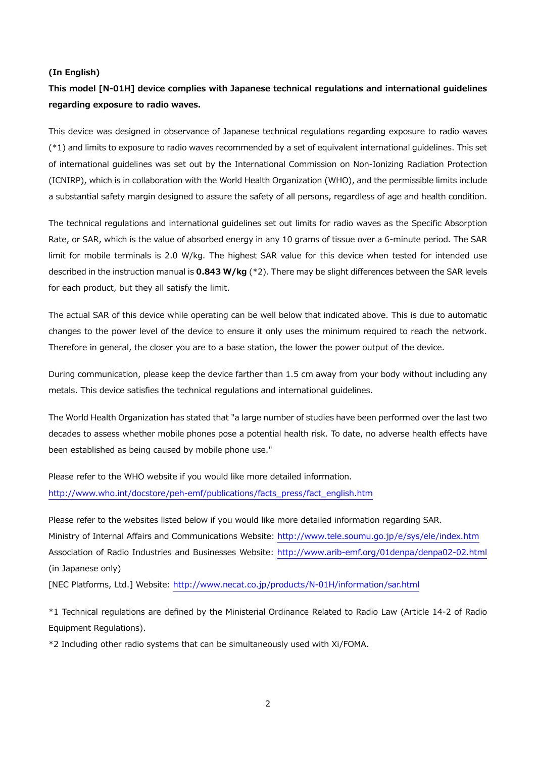**(In English)**

**This model [N-01H] device complies with Japanese technical regulations and international guidelines regarding exposure to radio waves.**

This device was designed in observance of Japanese technical regulations regarding exposure to radio waves (*1) and limits to exposure to radio waves recommended by a set of equivalent international guidelines. This set of international guidelines was set out by the International Commission on Non-Ionizing Radiation Protection (ICNIRP), which is in collaboration with the World Health Organization (WHO), and the permissible limits include a substantial safety margin designed to assure the safety of all persons, regardless of age and health condition.

The technical regulations and international guidelines set out limits for radio waves as the Specific Absorption Rate, or SAR, which is the value of absorbed energy in any 10 grams of tissue over a 6-minute period. The SAR limit for mobile terminals is 2.0 W/kg. The highest SAR value for this device when tested for intended use described in the instruction manual is **0.843 W/kg** (*2). There may be slight differences between the SAR levels for each product, but they all satisfy the limit.

The actual SAR of this device while operating can be well below that indicated above. This is due to automatic changes to the power level of the device to ensure it only uses the minimum required to reach the network. Therefore in general, the closer you are to a base station, the lower the power output of the device.

During communication, please keep the device farther than 1.5 cm away from your body without including any metals. This device satisfies the technical regulations and international guidelines.

The World Health Organization has stated that "a large number of studies have been performed over the last two decades to assess whether mobile phones pose a potential health risk. To date, no adverse health effects have been established as being caused by mobile phone use."

Please refer to the WHO website if you would like more detailed information.
http://www.who.int/docstore/peh-emf/publications/facts_press/fact_english.htm

Please refer to the websites listed below if you would like more detailed information regarding SAR.
Ministry of Internal Affairs and Communications Website: http://www.tele.soumu.go.jp/e/sys/ele/index.htm
Association of Radio Industries and Businesses Website: http://www.arib-emf.org/01denpa/denpa02-02.html (in Japanese only)
[NEC Platforms, Ltd.] Website: http://www.necat.co.jp/products/N-01H/information/sar.html

*1 Technical regulations are defined by the Ministerial Ordinance Related to Radio Law (Article 14-2 of Radio Equipment Regulations).

*2 Including other radio systems that can be simultaneously used with Xi/FOMA.